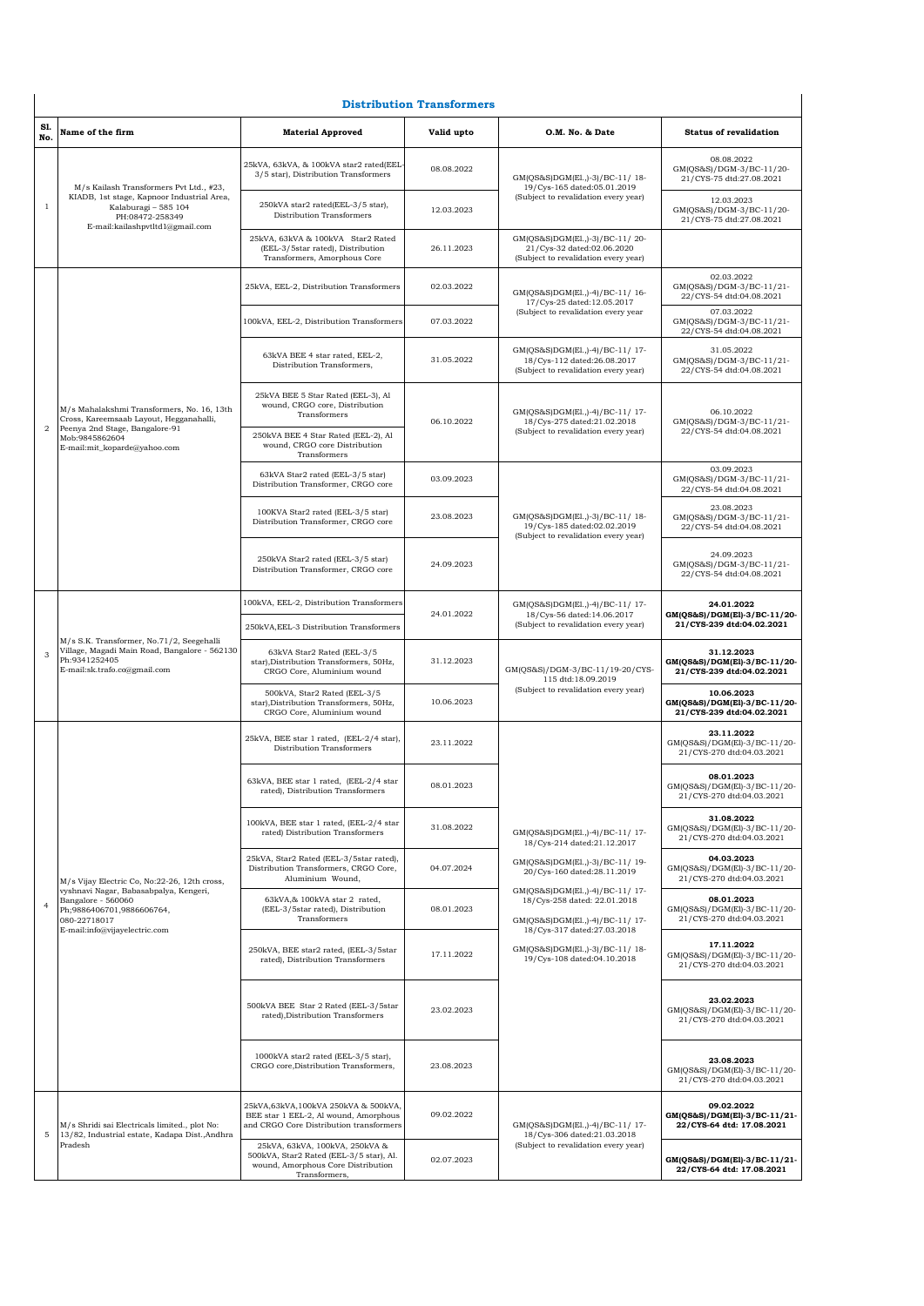## Distribution Transformers

| Sl. No. | Name of the firm | Material Approved | Valid upto | O.M. No. & Date | Status of revalidation |
|---|---|---|---|---|---|
| 1 | M/s Kailash Transformers Pvt Ltd., #23, KIADB, 1st stage, Kapnoor Industrial Area, Kalaburagi – 585 104 PH:08472-258349 E-mail:kailashpvtltd1@gmail.com | 25kVA, 63kVA, & 100kVA star2 rated(EEL-3/5 star), Distribution Transformers | 08.08.2022 | GM(QS&S)DGM(El.,)-3)/BC-11/ 18-19/Cys-165 dated:05.01.2019 (Subject to revalidation every year) | 08.08.2022 GM(QS&S)/DGM-3/BC-11/20-21/CYS-75 dtd:27.08.2021 |
| | | 250kVA star2 rated(EEL-3/5 star), Distribution Transformers | 12.03.2023 | | 12.03.2023 GM(QS&S)/DGM-3/BC-11/20-21/CYS-75 dtd:27.08.2021 |
| | | 25kVA, 63kVA & 100kVA Star2 Rated (EEL-3/5star rated), Distribution Transformers, Amorphous Core | 26.11.2023 | GM(QS&S)DGM(El.,)-3)/BC-11/ 20-21/Cys-32 dated:02.06.2020 (Subject to revalidation every year) | |
| 2 | M/s Mahalakshmi Transformers, No. 16, 13th Cross, Kareemsaab Layout, Hegganahalli, Peenya 2nd Stage, Bangalore-91 Mob:9845862604 E-mail:mit_koparde@yahoo.com | 25kVA, EEL-2, Distribution Transformers | 02.03.2022 | GM(QS&S)DGM(El.,)-4)/BC-11/ 16-17/Cys-25 dated:12.05.2017 (Subject to revalidation every year | 02.03.2022 GM(QS&S)/DGM-3/BC-11/21-22/CYS-54 dtd:04.08.2021 |
| | | 100kVA, EEL-2, Distribution Transformers | 07.03.2022 | | 07.03.2022 GM(QS&S)/DGM-3/BC-11/21-22/CYS-54 dtd:04.08.2021 |
| | | 63kVA BEE 4 star rated, EEL-2, Distribution Transformers, | 31.05.2022 | GM(QS&S)DGM(El.,)-4)/BC-11/ 17-18/Cys-112 dated:26.08.2017 (Subject to revalidation every year) | 31.05.2022 GM(QS&S)/DGM-3/BC-11/21-22/CYS-54 dtd:04.08.2021 |
| | | 25kVA BEE 5 Star Rated (EEL-3), Al wound, CRGO core, Distribution Transformers | 06.10.2022 | GM(QS&S)DGM(El.,)-4)/BC-11/ 17-18/Cys-275 dated:21.02.2018 (Subject to revalidation every year) | 06.10.2022 GM(QS&S)/DGM-3/BC-11/21-22/CYS-54 dtd:04.08.2021 |
| | | 250kVA BEE 4 Star Rated (EEL-2), Al wound, CRGO core Distribution Transformers | | | |
| | | 63kVA Star2 rated (EEL-3/5 star) Distribution Transformer, CRGO core | 03.09.2023 | GM(QS&S)DGM(El.,)-3)/BC-11/ 18-19/Cys-185 dated:02.02.2019 (Subject to revalidation every year) | 03.09.2023 GM(QS&S)/DGM-3/BC-11/21-22/CYS-54 dtd:04.08.2021 |
| | | 100KVA Star2 rated (EEL-3/5 star) Distribution Transformer, CRGO core | 23.08.2023 | | 23.08.2023 GM(QS&S)/DGM-3/BC-11/21-22/CYS-54 dtd:04.08.2021 |
| | | 250kVA Star2 rated (EEL-3/5 star) Distribution Transformer, CRGO core | 24.09.2023 | | 24.09.2023 GM(QS&S)/DGM-3/BC-11/21-22/CYS-54 dtd:04.08.2021 |
| 3 | M/s S.K. Transformer, No.71/2, Seegehalli Village, Magadi Main Road, Bangalore - 562130 Ph:9341252405 E-mail:sk.trafo.co@gmail.com | 100kVA, EEL-2, Distribution Transformers | 24.01.2022 | GM(QS&S)DGM(El.,)-4)/BC-11/ 17-18/Cys-56 dated:14.06.2017 (Subject to revalidation every year) | **24.01.2022 GM(QS&S)/DGM(El)-3/BC-11/20-21/CYS-239 dtd:04.02.2021** |
| | | 250kVA,EEL-3 Distribution Transformers | | | |
| | | 63kVA Star2 Rated (EEL-3/5 star),Distribution Transformers, 50Hz, CRGO Core, Aluminium wound | 31.12.2023 | GM(QS&S)/DGM-3/BC-11/19-20/CYS-115 dtd:18.09.2019 (Subject to revalidation every year) | **31.12.2023 GM(QS&S)/DGM(El)-3/BC-11/20-21/CYS-239 dtd:04.02.2021** |
| | | 500kVA, Star2 Rated (EEL-3/5 star),Distribution Transformers, 50Hz, CRGO Core, Aluminium wound | 10.06.2023 | | **10.06.2023 GM(QS&S)/DGM(El)-3/BC-11/20-21/CYS-239 dtd:04.02.2021** |
| 4 | M/s Vijay Electric Co, No:22-26, 12th cross, vyshnavi Nagar, Babasabpalya, Kengeri, Bangalore - 560060 Ph;9886406701,9886606764, 080-22718017 E-mail:info@vijayelectric.com | 25kVA, BEE star 1 rated, (EEL-2/4 star), Distribution Transformers | 23.11.2022 | GM(QS&S)DGM(El.,)-4)/BC-11/ 17-18/Cys-214 dated:21.12.2017<br>GM(QS&S)DGM(El.,)-3)/BC-11/ 19-20/Cys-160 dated:28.11.2019<br>GM(QS&S)DGM(El.,)-4)/BC-11/ 17-18/Cys-258 dated: 22.01.2018<br>GM(QS&S)DGM(El.,)-4)/BC-11/ 17-18/Cys-317 dated:27.03.2018<br>GM(QS&S)DGM(El.,)-3)/BC-11/ 18-19/Cys-108 dated:04.10.2018 | **23.11.2022** GM(QS&S)/DGM(El)-3/BC-11/20-21/CYS-270 dtd:04.03.2021 |
| | | 63kVA, BEE star 1 rated, (EEL-2/4 star rated), Distribution Transformers | 08.01.2023 | | **08.01.2023** GM(QS&S)/DGM(El)-3/BC-11/20-21/CYS-270 dtd:04.03.2021 |
| | | 100kVA, BEE star 1 rated, (EEL-2/4 star rated) Distribution Transformers | 31.08.2022 | | **31.08.2022** GM(QS&S)/DGM(El)-3/BC-11/20-21/CYS-270 dtd:04.03.2021 |
| | | 25kVA, Star2 Rated (EEL-3/5star rated), Distribution Transformers, CRGO Core, Aluminium Wound, | 04.07.2024 | | **04.03.2023** GM(QS&S)/DGM(El)-3/BC-11/20-21/CYS-270 dtd:04.03.2021 |
| | | 63kVA,& 100kVA star 2 rated, (EEL-3/5star rated), Distribution Transformers | 08.01.2023 | | **08.01.2023** GM(QS&S)/DGM(El)-3/BC-11/20-21/CYS-270 dtd:04.03.2021 |
| | | 250kVA, BEE star2 rated, (EEL-3/5star rated), Distribution Transformers | 17.11.2022 | | **17.11.2022** GM(QS&S)/DGM(El)-3/BC-11/20-21/CYS-270 dtd:04.03.2021 |
| | | 500kVA BEE Star 2 Rated (EEL-3/5star rated),Distribution Transformers | 23.02.2023 | | **23.02.2023** GM(QS&S)/DGM(El)-3/BC-11/20-21/CYS-270 dtd:04.03.2021 |
| | | 1000kVA star2 rated (EEL-3/5 star), CRGO core,Distribution Transformers, | 23.08.2023 | | **23.08.2023** GM(QS&S)/DGM(El)-3/BC-11/20-21/CYS-270 dtd:04.03.2021 |
| 5 | M/s Shridi sai Electricals limited., plot No: 13/82, Industrial estate, Kadapa Dist.,Andhra Pradesh | 25kVA,63kVA,100kVA 250kVA & 500kVA, BEE star 1 EEL-2, Al wound, Amorphous and CRGO Core Distribution transformers | 09.02.2022 | GM(QS&S)DGM(El.,)-4)/BC-11/ 17-18/Cys-306 dated:21.03.2018 (Subject to revalidation every year) | **09.02.2022 GM(QS&S)/DGM(El)-3/BC-11/21-22/CYS-64 dtd: 17.08.2021** |
| | | 25kVA, 63kVA, 100kVA, 250kVA & 500kVA, Star2 Rated (EEL-3/5 star), Al. wound, Amorphous Core Distribution Transformers, | 02.07.2023 | | **GM(QS&S)/DGM(El)-3/BC-11/21-22/CYS-64 dtd: 17.08.2021** |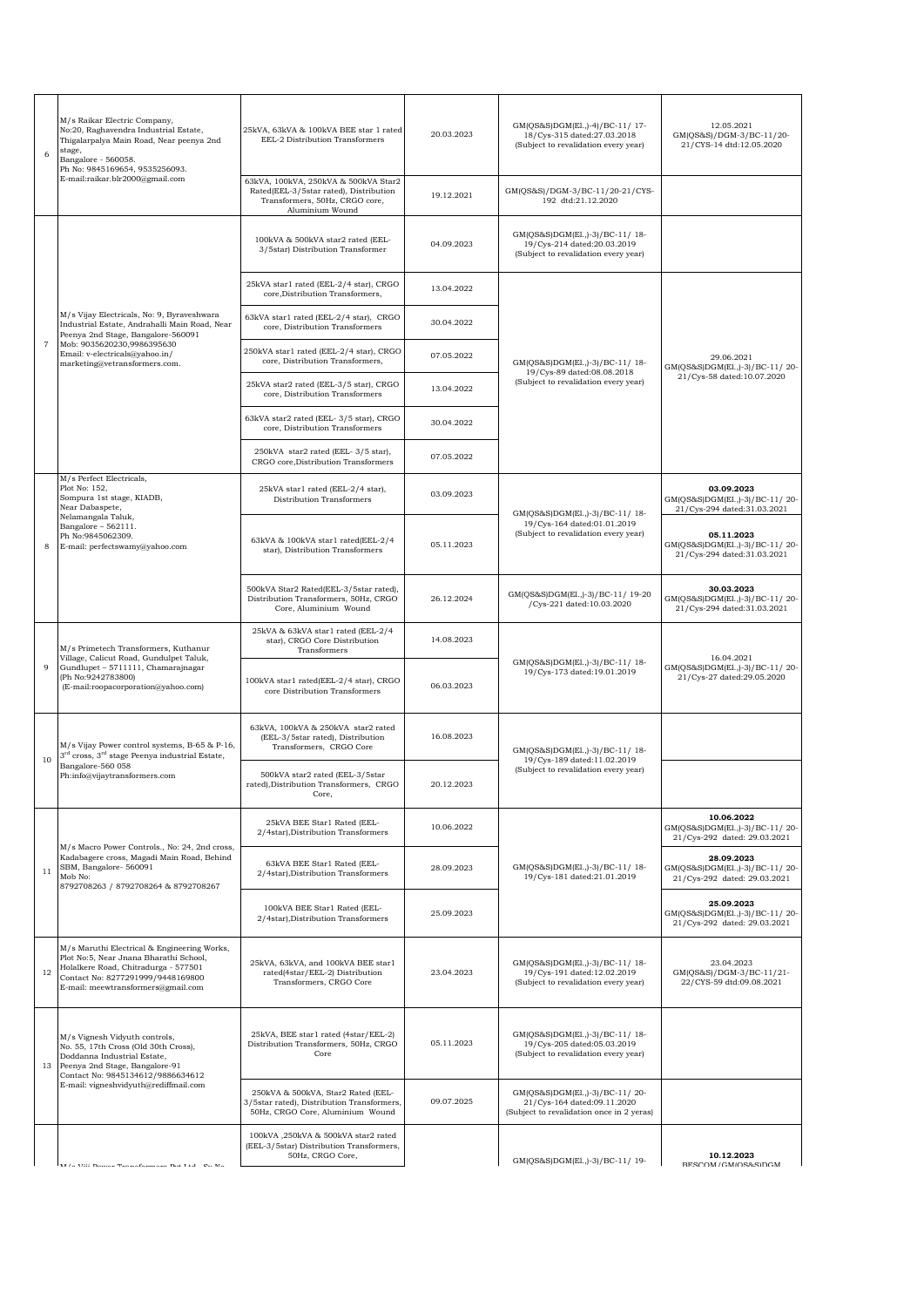| 6 | M/s Raikar Electric Company, No:20, Raghavendra Industrial Estate, Thigalarpalya Main Road, Near peenya 2nd stage, Bangalore - 560058. Ph No: 9845169654, 9535256093. E-mail:raikar.blr2000@gmail.com | 25kVA, 63kVA & 100kVA BEE star 1 rated EEL-2 Distribution Transformers | 20.03.2023 | GM(QS&S)DGM(El.,)-4)/BC-11/ 17-18/Cys-315 dated:27.03.2018 (Subject to revalidation every year) | 12.05.2021 GM(QS&S)/DGM-3/BC-11/20-21/CYS-14 dtd:12.05.2020 |
|---|---|---|---|---|---|
| | | 63kVA, 100kVA, 250kVA & 500kVA Star2 Rated(EEL-3/5star rated), Distribution Transformers, 50Hz, CRGO core, Aluminium Wound | 19.12.2021 | GM(QS&S)/DGM-3/BC-11/20-21/CYS-192 dtd:21.12.2020 | |
| 7 | M/s Vijay Electricals, No: 9, Byraveshwara Industrial Estate, Andrahalli Main Road, Near Peenya 2nd Stage, Bangalore-560091 Mob: 9035620230,9986395630 Email: v-electricals@yahoo.in/ marketing@vetransformers.com. | 100kVA & 500kVA star2 rated (EEL-3/5star) Distribution Transformer | 04.09.2023 | GM(QS&S)DGM(El.,)-3)/BC-11/ 18-19/Cys-214 dated:20.03.2019 (Subject to revalidation every year) | |
| | | 25kVA star1 rated (EEL-2/4 star), CRGO core,Distribution Transformers, | 13.04.2022 | GM(QS&S)DGM(El.,)-3)/BC-11/ 18-19/Cys-89 dated:08.08.2018 (Subject to revalidation every year) | 29.06.2021 GM(QS&S)DGM(El.,)-3)/BC-11/ 20-21/Cys-58 dated:10.07.2020 |
| | | 63kVA star1 rated (EEL-2/4 star), CRGO core, Distribution Transformers | 30.04.2022 | | |
| | | 250kVA star1 rated (EEL-2/4 star), CRGO core, Distribution Transformers, | 07.05.2022 | | |
| | | 25kVA star2 rated (EEL-3/5 star), CRGO core, Distribution Transformers | 13.04.2022 | | |
| | | 63kVA star2 rated (EEL- 3/5 star), CRGO core, Distribution Transformers | 30.04.2022 | | |
| | | 250kVA star2 rated (EEL- 3/5 star), CRGO core,Distribution Transformers | 07.05.2022 | | |
| 8 | M/s Perfect Electricals, Plot No: 152, Sompura 1st stage, KIADB, Near Dabaspete, Nelamangala Taluk, Bangalore – 562111. Ph No:9845062309. E-mail: perfectswamy@yahoo.com | 25kVA star1 rated (EEL-2/4 star), Distribution Transformers | 03.09.2023 | GM(QS&S)DGM(El.,)-3)/BC-11/ 18-19/Cys-164 dated:01.01.2019 (Subject to revalidation every year) | **03.09.2023** GM(QS&S)DGM(El.,)-3)/BC-11/ 20-21/Cys-294 dated:31.03.2021 |
| | | 63kVA & 100kVA star1 rated(EEL-2/4 star), Distribution Transformers | 05.11.2023 | | **05.11.2023** GM(QS&S)DGM(El.,)-3)/BC-11/ 20-21/Cys-294 dated:31.03.2021 |
| | | 500kVA Star2 Rated(EEL-3/5star rated), Distribution Transformers, 50Hz, CRGO Core, Aluminium Wound | 26.12.2024 | GM(QS&S)DGM(El.,)-3)/BC-11/ 19-20 /Cys-221 dated:10.03.2020 | **30.03.2023** GM(QS&S)DGM(El.,)-3)/BC-11/ 20-21/Cys-294 dated:31.03.2021 |
| 9 | M/s Primetech Transformers, Kuthanur Village, Calicut Road, Gundulpet Taluk, Gundlupet – 5711111, Chamarajnagar (Ph No:9242783800) (E-mail:roopacorporation@yahoo.com) | 25kVA & 63kVA star1 rated (EEL-2/4 star), CRGO Core Distribution Transformers | 14.08.2023 | GM(QS&S)DGM(El.,)-3)/BC-11/ 18-19/Cys-173 dated:19.01.2019 | 16.04.2021 GM(QS&S)DGM(El.,)-3)/BC-11/ 20-21/Cys-27 dated:29.05.2020 |
| | | 100kVA star1 rated(EEL-2/4 star), CRGO core Distribution Transformers | 06.03.2023 | | |
| 10 | M/s Vijay Power control systems, B-65 & P-16, 3rd cross, 3rd stage Peenya industrial Estate, Bangalore-560 058 Ph:info@vijaytransformers.com | 63kVA, 100kVA & 250kVA star2 rated (EEL-3/5star rated), Distribution Transformers, CRGO Core | 16.08.2023 | GM(QS&S)DGM(El.,)-3)/BC-11/ 18-19/Cys-189 dated:11.02.2019 (Subject to revalidation every year) | |
| | | 500kVA star2 rated (EEL-3/5star rated),Distribution Transformers, CRGO Core, | 20.12.2023 | | |
| 11 | M/s Macro Power Controls., No: 24, 2nd cross, Kadabagere cross, Magadi Main Road, Behind SBM, Bangalore- 560091 Mob No: 8792708263 / 8792708264 & 8792708267 | 25kVA BEE Star1 Rated (EEL-2/4star),Distribution Transformers | 10.06.2022 | GM(QS&S)DGM(El.,)-3)/BC-11/ 18-19/Cys-181 dated:21.01.2019 | **10.06.2022** GM(QS&S)DGM(El.,)-3)/BC-11/ 20-21/Cys-292 dated: 29.03.2021 |
| | | 63kVA BEE Star1 Rated (EEL-2/4star),Distribution Transformers | 28.09.2023 | | **28.09.2023** GM(QS&S)DGM(El.,)-3)/BC-11/ 20-21/Cys-292 dated: 29.03.2021 |
| | | 100kVA BEE Star1 Rated (EEL-2/4star),Distribution Transformers | 25.09.2023 | | **25.09.2023** GM(QS&S)DGM(El.,)-3)/BC-11/ 20-21/Cys-292 dated: 29.03.2021 |
| 12 | M/s Maruthi Electrical & Engineering Works, Plot No:5, Near Jnana Bharathi School, Holalkere Road, Chitradurga - 577501 Contact No: 8277291999/9448169800 E-mail: meewtransformers@gmail.com | 25kVA, 63kVA, and 100kVA BEE star1 rated(4star/EEL-2) Distribution Transformers, CRGO Core | 23.04.2023 | GM(QS&S)DGM(El.,)-3)/BC-11/ 18-19/Cys-191 dated:12.02.2019 (Subject to revalidation every year) | 23.04.2023 GM(QS&S)/DGM-3/BC-11/21-22/CYS-59 dtd:09.08.2021 |
| 13 | M/s Vignesh Vidyuth controls, No. 55, 17th Cross (Old 30th Cross), Doddanna Industrial Estate, Peenya 2nd Stage, Bangalore-91 Contact No: 9845134612/9886634612 E-mail: vigneshvidyuth@rediffmail.com | 25kVA, BEE star1 rated (4star/EEL-2) Distribution Transformers, 50Hz, CRGO Core | 05.11.2023 | GM(QS&S)DGM(El.,)-3)/BC-11/ 18-19/Cys-205 dated:05.03.2019 (Subject to revalidation every year) | |
| | | 250kVA & 500kVA, Star2 Rated (EEL-3/5star rated), Distribution Transformers, 50Hz, CRGO Core, Aluminium Wound | 09.07.2025 | GM(QS&S)DGM(El.,)-3)/BC-11/ 20-21/Cys-164 dated:09.11.2020 (Subject to revalidation once in 2 yeras) | |
| | M/s Vijj Power Transformers Pvt Ltd., Sy No | 100kVA ,250kVA & 500kVA star2 rated (EEL-3/5star) Distribution Transformers, 50Hz, CRGO Core, | | GM(QS&S)DGM(El.,)-3)/BC-11/ 19- | **10.12.2023** BESCOM/GM(QS&S)DGM |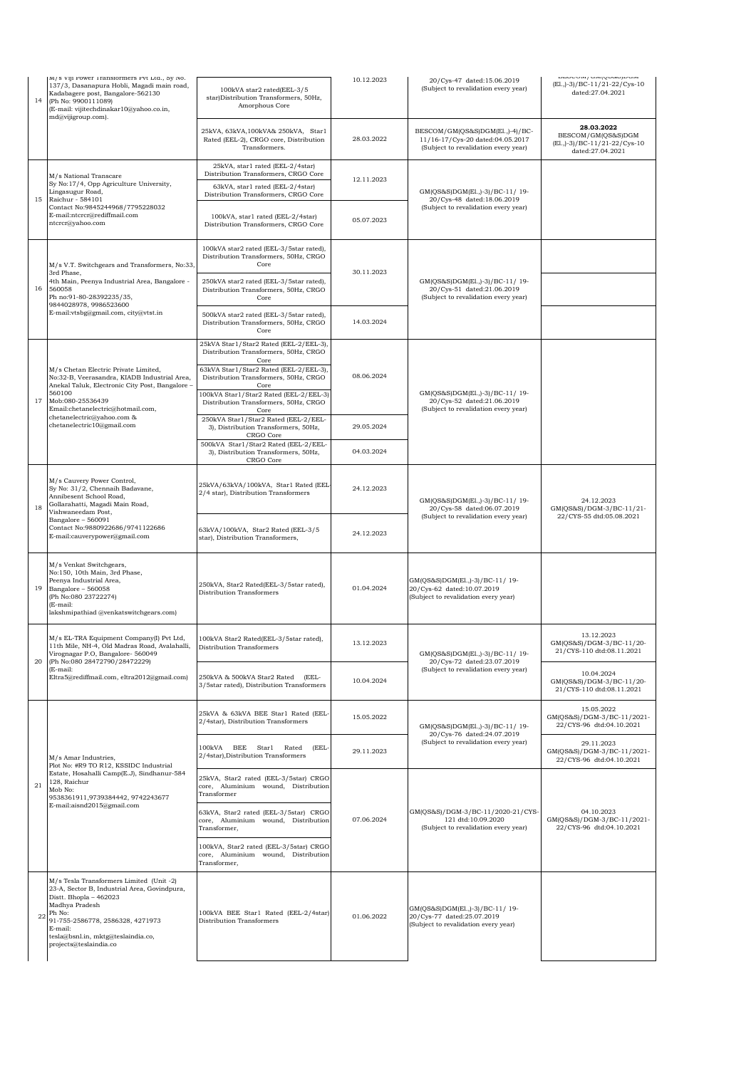| 14 | M/s Viji Power Transformers Pvt Ltd., Sy No. 137/3, Dasanapura Hobli, Magadi main road, Kadabagere post, Bangalore-562130 (Ph No: 9900111089) (E-mail: vijitechdinakar10@yahoo.co.in, md@vijigroup.com). | 100kVA star2 rated(EEL-3/5 star)Distribution Transformers, 50Hz, Amorphous Core | 10.12.2023 | 20/Cys-47 dated:15.06.2019 (Subject to revalidation every year) | BESCOM/GM(QS&S)DGM (El.,)-3)/BC-11/21-22/Cys-10 dated:27.04.2021 |
|---|---|---|---|---|---|
| | | 25kVA, 63kVA,100kVA& 250kVA, Star1 Rated (EEL-2), CRGO core, Distribution Transformers. | 28.03.2022 | BESCOM/GM(QS&S)DGM(El.,)-4)/BC-11/16-17/Cys-20 dated:04.05.2017 (Subject to revalidation every year) | **28.03.2022** BESCOM/GM(QS&S)DGM (El.,)-3)/BC-11/21-22/Cys-10 dated:27.04.2021 |
| 15 | M/s National Transcare Sy No:17/4, Opp Agriculture University, Lingasugur Road, Raichur - 584101 Contact No:9845244968/7795228032 E-mail:ntcrcr@rediffmail.com ntcrcr@yahoo.com | 25kVA, star1 rated (EEL-2/4star) Distribution Transformers, CRGO Core | 12.11.2023 | GM(QS&S)DGM(El.,)-3)/BC-11/ 19-20/Cys-48 dated:18.06.2019 (Subject to revalidation every year) | |
| | | 63kVA, star1 rated (EEL-2/4star) Distribution Transformers, CRGO Core | | | |
| | | 100kVA, star1 rated (EEL-2/4star) Distribution Transformers, CRGO Core | 05.07.2023 | | |
| 16 | M/s V.T. Switchgears and Transformers, No:33, 3rd Phase, 4th Main, Peenya Industrial Area, Bangalore - 560058 Ph no:91-80-28392235/35, 9844028978, 9986523600 E-mail:vtsbg@gmail.com, city@vtst.in | 100kVA star2 rated (EEL-3/5star rated), Distribution Transformers, 50Hz, CRGO Core | 30.11.2023 | GM(QS&S)DGM(El.,)-3)/BC-11/ 19-20/Cys-51 dated:21.06.2019 (Subject to revalidation every year) | |
| | | 250kVA star2 rated (EEL-3/5star rated), Distribution Transformers, 50Hz, CRGO Core | | | |
| | | 500kVA star2 rated (EEL-3/5star rated), Distribution Transformers, 50Hz, CRGO Core | 14.03.2024 | | |
| 17 | M/s Chetan Electric Private Limited, No:32-B, Veerasandra, KIADB Industrial Area, Anekal Taluk, Electronic City Post, Bangalore – 560100 Mob:080-25536439 Email:chetanelectric@hotmail.com, chetanelectric@yahoo.com & chetanelectric10@gmail.com | 25kVA Star1/Star2 Rated (EEL-2/EEL-3), Distribution Transformers, 50Hz, CRGO Core | 08.06.2024 | GM(QS&S)DGM(El.,)-3)/BC-11/ 19-20/Cys-52 dated:21.06.2019 (Subject to revalidation every year) | |
| | | 63kVA Star1/Star2 Rated (EEL-2/EEL-3), Distribution Transformers, 50Hz, CRGO Core | | | |
| | | 100kVA Star1/Star2 Rated (EEL-2/EEL-3) Distribution Transformers, 50Hz, CRGO Core | | | |
| | | 250kVA Star1/Star2 Rated (EEL-2/EEL-3), Distribution Transformers, 50Hz, CRGO Core | 29.05.2024 | | |
| | | 500kVA Star1/Star2 Rated (EEL-2/EEL-3), Distribution Transformers, 50Hz, CRGO Core | 04.03.2024 | | |
| 18 | M/s Cauvery Power Control, Sy No: 31/2, Chennaih Badavane, Annibesent School Road, Gollarahatti, Magadi Main Road, Vishwaneedam Post, Bangalore – 560091 Contact No:9880922686/9741122686 E-mail:cauverypower@gmail.com | 25kVA/63kVA/100kVA, Star1 Rated (EEL-2/4 star), Distribution Transformers | 24.12.2023 | GM(QS&S)DGM(El.,)-3)/BC-11/ 19-20/Cys-58 dated:06.07.2019 (Subject to revalidation every year) | 24.12.2023 GM(QS&S)/DGM-3/BC-11/21-22/CYS-55 dtd:05.08.2021 |
| | | 63kVA/100kVA, Star2 Rated (EEL-3/5 star), Distribution Transformers, | 24.12.2023 | | |
| 19 | M/s Venkat Switchgears, No:150, 10th Main, 3rd Phase, Peenya Industrial Area, Bangalore – 560058 (Ph No:080 23722274) (E-mail: lakshmipathiad@venkatswitchgears.com) | 250kVA, Star2 Rated(EEL-3/5star rated), Distribution Transformers | 01.04.2024 | GM(QS&S)DGM(El.,)-3)/BC-11/ 19-20/Cys-62 dated:10.07.2019 (Subject to revalidation every year) | |
| 20 | M/s EL-TRA Equipment Company(I) Pvt Ltd, 11th Mile, NH-4, Old Madras Road, Avalahalli, Virognagar P.O, Bangalore- 560049 (Ph No:080 28472790/28472229) (E-mail: Eltra5@rediffmail.com, eltra2012@gmail.com) | 100kVA Star2 Rated(EEL-3/5star rated), Distribution Transformers | 13.12.2023 | GM(QS&S)DGM(El.,)-3)/BC-11/ 19-20/Cys-72 dated:23.07.2019 (Subject to revalidation every year) | 13.12.2023 GM(QS&S)/DGM-3/BC-11/20-21/CYS-110 dtd:08.11.2021 |
| | | 250kVA & 500kVA Star2 Rated (EEL-3/5star rated), Distribution Transformers | 10.04.2024 | | 10.04.2024 GM(QS&S)/DGM-3/BC-11/20-21/CYS-110 dtd:08.11.2021 |
| 21 | M/s Amar Industries, Plot No: #R9 TO R12, KSSIDC Industrial Estate, Hosahalli Camp(E.J), Sindhanur-584 128, Raichur Mob No: 9538361911,9739384442, 9742243677 E-mail:aisnd2015@gmail.com | 25kVA & 63kVA BEE Star1 Rated (EEL-2/4star), Distribution Transformers | 15.05.2022 | GM(QS&S)DGM(El.,)-3)/BC-11/ 19-20/Cys-76 dated:24.07.2019 (Subject to revalidation every year) | 15.05.2022 GM(QS&S)/DGM-3/BC-11/2021-22/CYS-96 dtd:04.10.2021 |
| | | 100kVA BEE Star1 Rated (EEL-2/4star),Distribution Transformers | 29.11.2023 | | 29.11.2023 GM(QS&S)/DGM-3/BC-11/2021-22/CYS-96 dtd:04.10.2021 |
| | | 25kVA, Star2 rated (EEL-3/5star) CRGO core, Aluminium wound, Distribution Transformer | 07.06.2024 | GM(QS&S)/DGM-3/BC-11/2020-21/CYS-121 dtd:10.09.2020 (Subject to revalidation every year) | 04.10.2023 GM(QS&S)/DGM-3/BC-11/2021-22/CYS-96 dtd:04.10.2021 |
| | | 63kVA, Star2 rated (EEL-3/5star) CRGO core, Aluminium wound, Distribution Transformer, | | | |
| | | 100kVA, Star2 rated (EEL-3/5star) CRGO core, Aluminium wound, Distribution Transformer, | | | |
| 22 | M/s Tesla Transformers Limited (Unit -2) 23-A, Sector B, Industrial Area, Govindpura, Distt. Bhopla – 462023 Madhya Pradesh Ph No: 91-755-2586778, 2586328, 4271973 E-mail: tesla@bsnl.in, mktg@teslaindia.co, projects@teslaindia.co | 100kVA BEE Star1 Rated (EEL-2/4star) Distribution Transformers | 01.06.2022 | GM(QS&S)DGM(El.,)-3)/BC-11/ 19-20/Cys-77 dated:25.07.2019 (Subject to revalidation every year) | |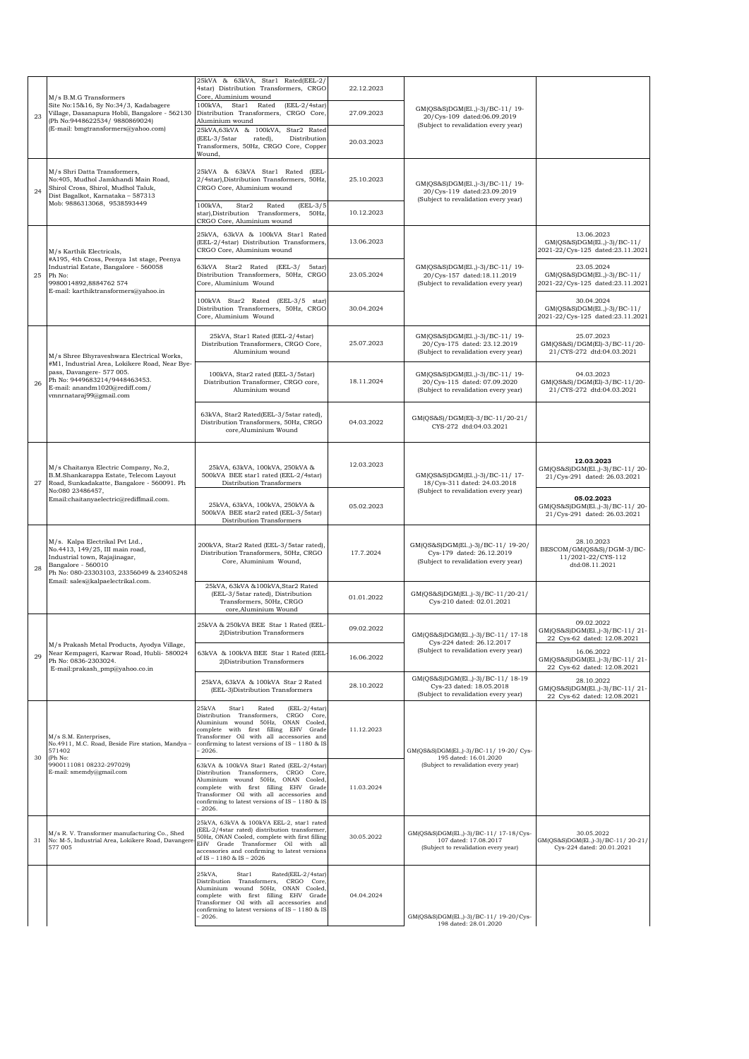| 23 | M/s B.M.G Transformers Site No:15&16, Sy No:34/3, Kadabagere Village, Dasanapura Hobli, Bangalore - 562130 (Ph No:9448622534/ 9880869024) (E-mail: bmgtransformers@yahoo.com) | 25kVA & 63kVA, Star1 Rated(EEL-2/ 4star) Distribution Transformers, CRGO Core, Aluminium wound | 22.12.2023 | GM(QS&S)DGM(El.,)-3)/BC-11/ 19-20/Cys-109 dated:06.09.2019 (Subject to revalidation every year) | |
|---|---|---|---|---|---|
| | | 100kVA, Star1 Rated (EEL-2/4star) Distribution Transformers, CRGO Core, Aluminium wound | 27.09.2023 | | |
| | | 25kVA,63kVA & 100kVA, Star2 Rated (EEL-3/5star rated), Distribution Transformers, 50Hz, CRGO Core, Copper Wound, | 20.03.2023 | | |
| 24 | M/s Shri Datta Transformers, No:405, Mudhol Jamkhandi Main Road, Shirol Cross, Shirol, Mudhol Taluk, Dist Bagalkot, Karnataka – 587313 Mob: 9886313068, 9538593449 | 25kVA & 63kVA Star1 Rated (EEL-2/4star),Distribution Transformers, 50Hz, CRGO Core, Aluminium wound | 25.10.2023 | GM(QS&S)DGM(El.,)-3)/BC-11/ 19-20/Cys-119 dated:23.09.2019 (Subject to revalidation every year) | |
| | | 100kVA, Star2 Rated (EEL-3/5 star),Distribution Transformers, 50Hz, CRGO Core, Aluminium wound | 10.12.2023 | | |
| 25 | M/s Karthik Electricals, #A195, 4th Cross, Peenya 1st stage, Peenya Industrial Estate, Bangalore - 560058 Ph No: 9980014892,8884762 574 E-mail: karthiktransformers@yahoo.in | 25kVA, 63kVA & 100kVA Star1 Rated (EEL-2/4star) Distribution Transformers, CRGO Core, Aluminium wound | 13.06.2023 | GM(QS&S)DGM(El.,)-3)/BC-11/ 19-20/Cys-157 dated:18.11.2019 (Subject to revalidation every year) | 13.06.2023 GM(QS&S)DGM(El.,)-3)/BC-11/ 2021-22/Cys-125 dated:23.11.2021 |
| | | 63kVA Star2 Rated (EEL-3/ 5star) Distribution Transformers, 50Hz, CRGO Core, Aluminium Wound | 23.05.2024 | | 23.05.2024 GM(QS&S)DGM(El.,)-3)/BC-11/ 2021-22/Cys-125 dated:23.11.2021 |
| | | 100kVA Star2 Rated (EEL-3/5 star) Distribution Transformers, 50Hz, CRGO Core, Aluminium Wound | 30.04.2024 | | 30.04.2024 GM(QS&S)DGM(El.,)-3)/BC-11/ 2021-22/Cys-125 dated:23.11.2021 |
| 26 | M/s Shree Bhyraveshwara Electrical Works, #M1, Industrial Area, Lokikere Road, Near Bye-pass, Davangere- 577 005. Ph No: 9449683214/9448463453. E-mail: anandm1020@rediff.com/ vmnrnataraj99@gmail.com | 25kVA, Star1 Rated (EEL-2/4star) Distribution Transformers, CRGO Core, Aluminium wound | 25.07.2023 | GM(QS&S)DGM(El.,)-3)/BC-11/ 19-20/Cys-175 dated: 23.12.2019 (Subject to revalidation every year) | 25.07.2023 GM(QS&S)/DGM(El)-3/BC-11/20-21/CYS-272 dtd:04.03.2021 |
| | | 100kVA, Star2 rated (EEL-3/5star) Distribution Transformer, CRGO core, Aluminium wound | 18.11.2024 | GM(QS&S)DGM(El.,)-3)/BC-11/ 19-20/Cys-115 dated: 07.09.2020 (Subject to revalidation every year) | 04.03.2023 GM(QS&S)/DGM(El)-3/BC-11/20-21/CYS-272 dtd:04.03.2021 |
| | | 63kVA, Star2 Rated(EEL-3/5star rated), Distribution Transformers, 50Hz, CRGO core,Aluminium Wound | 04.03.2022 | GM(QS&S)/DGM(El)-3/BC-11/20-21/ CYS-272 dtd:04.03.2021 | |
| 27 | M/s Chaitanya Electric Company, No.2, B.M.Shankarappa Street, Telecom Layout Road, Sunkadakatte, Bangalore - 560091. Ph No:080 23486457, Email:chaitanyaelectric@rediffmail.com. | 25kVA, 63kVA, 100kVA, 250kVA & 500kVA BEE star1 rated (EEL-2/4star) Distribution Transformers | 12.03.2023 | GM(QS&S)DGM(El.,)-3)/BC-11/ 17-18/Cys-311 dated: 24.03.2018 (Subject to revalidation every year) | **12.03.2023** GM(QS&S)DGM(El.,)-3)/BC-11/ 20-21/Cys-291 dated: 26.03.2021 |
| | | 25kVA, 63kVA, 100kVA, 250kVA & 500kVA BEE star2 rated (EEL-3/5star) Distribution Transformers | 05.02.2023 | | **05.02.2023** GM(QS&S)DGM(El.,)-3)/BC-11/ 20-21/Cys-291 dated: 26.03.2021 |
| 28 | M/s. Kalpa Electrikal Pvt Ltd., No.4413, 149/25, III main road, Industrial town, Rajajinagar, Bangalore - 560010 Ph No: 080-23303103, 23356049 & 23405248 Email: sales@kalpaelectrikal.com. | 200kVA, Star2 Rated (EEL-3/5star rated), Distribution Transformers, 50Hz, CRGO Core, Aluminium Wound, | 17.7.2024 | GM(QS&S)DGM(El.,)-3)/BC-11/ 19-20/ Cys-179 dated: 26.12.2019 (Subject to revalidation every year) | 28.10.2023 BESCOM/GM(QS&S)/DGM-3/BC-11/2021-22/CYS-112 dtd:08.11.2021 |
| | | 25kVA, 63kVA &100kVA,Star2 Rated (EEL-3/5star rated), Distribution Transformers, 50Hz, CRGO core,Aluminium Wound | 01.01.2022 | GM(QS&S)DGM(El.,)-3)/BC-11/20-21/ Cys-210 dated: 02.01.2021 | |
| 29 | M/s Prakash Metal Products, Ayodya Village, Near Kempageri, Karwar Road, Hubli- 580024 Ph No: 0836-2303024. E-mail:prakash_pmp@yahoo.co.in | 25kVA & 250kVA BEE Star 1 Rated (EEL-2)Distribution Transformers | 09.02.2022 | GM(QS&S)DGM(El.,)-3)/BC-11/ 17-18 Cys-224 dated: 26.12.2017 (Subject to revalidation every year) | 09.02.2022 GM(QS&S)DGM(El.,)-3)/BC-11/ 21-22 Cys-62 dated: 12.08.2021 |
| | | 63kVA & 100kVA BEE Star 1 Rated (EEL-2)Distribution Transformers | 16.06.2022 | | 16.06.2022 GM(QS&S)DGM(El.,)-3)/BC-11/ 21-22 Cys-62 dated: 12.08.2021 |
| | | 25kVA, 63kVA & 100kVA Star 2 Rated (EEL-3)Distribution Transformers | 28.10.2022 | GM(QS&S)DGM(El.,)-3)/BC-11/ 18-19 Cys-23 dated: 18.05.2018 (Subject to revalidation every year) | 28.10.2022 GM(QS&S)DGM(El.,)-3)/BC-11/ 21-22 Cys-62 dated: 12.08.2021 |
| 30 | M/s S.M. Enterprises, No.4911, M.C. Road, Beside Fire station, Mandya – 571402 (Ph No: 9900111081 08232-297029) E-mail: smemdy@gmail.com | 25kVA Star1 Rated (EEL-2/4star) Distribution Transformers, CRGO Core, Aluminium wound 50Hz, ONAN Cooled, complete with first filling EHV Grade Transformer Oil with all accessories and confirming to latest versions of IS – 1180 & IS – 2026. | 11.12.2023 | GM(QS&S)DGM(El.,)-3)/BC-11/ 19-20/ Cys-195 dated: 16.01.2020 (Subject to revalidation every year) | |
| | | 63kVA & 100kVA Star1 Rated (EEL-2/4star) Distribution Transformers, CRGO Core, Aluminium wound 50Hz, ONAN Cooled, complete with first filling EHV Grade Transformer Oil with all accessories and confirming to latest versions of IS – 1180 & IS – 2026. | 11.03.2024 | | |
| 31 | M/s R. V. Transformer manufacturing Co., Shed No: M-5, Industrial Area, Lokikere Road, Davangere-577 005 | 25kVA, 63kVA & 100kVA EEL-2, star1 rated (EEL-2/4star rated) distribution transformer, 50Hz, ONAN Cooled, complete with first filling EHV Grade Transformer Oil with all accessories and confirming to latest versions of IS – 1180 & IS – 2026 | 30.05.2022 | GM(QS&S)DGM(El.,)-3)/BC-11/ 17-18/Cys-107 dated: 17.08.2017 (Subject to revalidation every year) | 30.05.2022 GM(QS&S)DGM(El.,)-3)/BC-11/ 20-21/ Cys-224 dated: 20.01.2021 |
| | | 25kVA, Star1 Rated(EEL-2/4star) Distribution Transformers, CRGO Core, Aluminium wound 50Hz, ONAN Cooled, complete with first filling EHV Grade Transformer Oil with all accessories and confirming to latest versions of IS – 1180 & IS – 2026. | 04.04.2024 | GM(QS&S)DGM(El.,)-3)/BC-11/ 19-20/Cys-198 dated: 28.01.2020 | |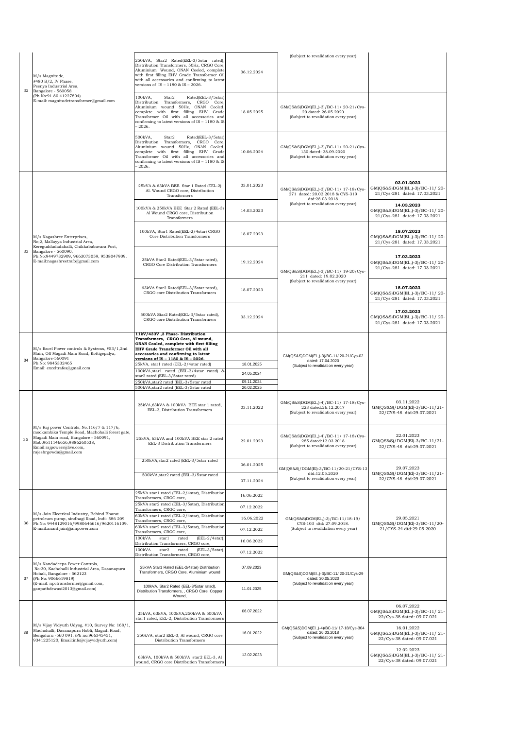| | | | | | |
|---|---|---|---|---|---|
| 32 | M/s Magnitude,<br>#480 B/2, IV Phase,<br>Peenya Industrial Area,<br>Bangalore - 560058<br>(Ph No:91 80 41227804)<br>E-mail: magnitudetransformer@gmail.com | 250kVA, Star2 Rated(EEL-3/5star rated), Distribution Transformers, 50Hz, CRGO Core, Aluminium Wound, ONAN Cooled, complete with first filling EHV Grade Transformer Oil with all accessories and confirming to latest versions of IS – 1180 & IS – 2026. | 06.12.2024 | (Subject to revalidation every year) | |
| | | 100kVA, Star2 Rated(EEL-3/5star) Distribution Transformers, CRGO Core, Aluminium wound 50Hz, ONAN Cooled, complete with first filling EHV Grade Transformer Oil with all accessories and confirming to latest versions of IS – 1180 & IS – 2026. | 18.05.2025 | GM(QS&S)DGM(El.,)-3)/BC-11/ 20-21/Cys-20 dated: 26.05.2020<br>(Subject to revalidation every year) | |
| | | 500kVA, Star2 Rated(EEL-3/5star) Distribution Transformers, CRGO Core, Aluminium wound 50Hz, ONAN Cooled, complete with first filling EHV Grade Transformer Oil with all accessories and confirming to latest versions of IS – 1180 & IS – 2026. | 10.06.2024 | GM(QS&S)DGM(El.,)-3)/BC-11/ 20-21/Cys-130 dated: 28.09.2020<br>(Subject to revalidation every year) | |
| 33 | M/s Nagashree Enterprises,<br>No;2, Mallayya Industrial Area,<br>Kereguddadadahalli, Chikkababavara Post,<br>Bangalore - 560090,<br>Ph No:9449732909, 9663073059, 9538047909.<br>E-mail:nagashreetrafo@gmail.com | 25kVA & 63kVA BEE Star 1 Rated (EEL-2) Al. Wound CRGO core, Distribution Transformers | 03.01.2023 | GM(QS&S)DGM(El.,)-3)/BC-11/ 17-18/Cys-271 dated: 20.02.2018 & CYS-319 dtd:28.03.2018<br>(Subject to revalidation every year) | **03.01.2023**<br>GM(QS&S)DGM(El.,)-3)/BC-11/ 20-21/Cys-281 dated: 17.03.2021 |
| | | 100kVA & 250kVA BEE Star 2 Rated (EEL-3) Al Wound CRGO core, Distribution Transformers | 14.03.2023 | | **14.03.2023**<br>GM(QS&S)DGM(El.,)-3)/BC-11/ 20-21/Cys-281 dated: 17.03.2021 |
| | | 100kVA, Star1 Rated(EEL-2/4star) CRGO Core Distribution Transformers | 18.07.2023 | GM(QS&S)DGM(El.,)-3)/BC-11/ 19-20/Cys-211 dated: 19.02.2020<br>(Subject to revalidation every year) | **18.07.2023**<br>GM(QS&S)DGM(El.,)-3)/BC-11/ 20-21/Cys-281 dated: 17.03.2021 |
| | | 25kVA Star2 Rated(EEL-3/5star rated), CRGO Core Distribution Transformers | 19.12.2024 | | **17.03.2023**<br>GM(QS&S)DGM(El.,)-3)/BC-11/ 20-21/Cys-281 dated: 17.03.2021 |
| | | 63kVA Star2 Rated(EEL-3/5star rated), CRGO core Distribution Transformers | 18.07.2023 | | **18.07.2023**<br>GM(QS&S)DGM(El.,)-3)/BC-11/ 20-21/Cys-281 dated: 17.03.2021 |
| | | 500kVA Star2 Rated(EEL-3/5star rated), CRGO core Distribution Transformers | 03.12.2024 | | **17.03.2023**<br>GM(QS&S)DGM(El.,)-3)/BC-11/ 20-21/Cys-281 dated: 17.03.2021 |
| 34 | M/s Excel Power controls & Systems, #53/1,2nd Main, Off Magadi Main Road, Kottigepalya, Bangalore-560091<br>Ph No: 9845332465<br>Email: exceltrafos@gmail.com | **11kV/433V ,3 Phase- Distribution Transformers, CRGO Core, Al wound, ONAN Cooled, complete with first filling EHV Grade Transformer Oil with all accessories and confirming to latest versions of IS – 1180 & IS – 2026.** | | GM(QS&S)DGM(El.,)-3)/BC-11/ 20-21/Cys-02 dated: 17.04.2020<br>(Subject to revalidation every year) | |
| | | 25kVA, star1 rated (EEL-2/4star rated) | 18.01.2025 | | |
| | | 100kVA,star1 rated (EEL-2/4star rated) & star2 rated (EEL-3/5star rated) | 24.05.2024 | | |
| | | 250kVA,star2 rated (EEL-3/5star rated | 09.11.2024 | | |
| | | 500kVA,star2 rated (EEL-3/5star rated | 20.02.2025 | | |
| 35 | M/s Raj power Controls, No.116/7 & 117/6, mookambika Temple Road, Machohalli forest gate, Magadi Main road, Bangalore - 560091, Mob;9611146656,9886260538,<br>Email:rajpowers@live.com,<br>rajeshrgowda@gmail.com | 25kVA,63kVA & 100kVA BEE star 1 rated, EEL-2, Distribution Transformers | 03.11.2022 | GM(QS&S)DGM(El.,)-4)/BC-11/ 17-18/Cys-223 dated:26.12.2017<br>(Subject to revalidation every year) | 03.11.2022<br>GM(QS&S)/DGM(El)-3/BC-11/21-22/CYS-48 dtd:29.07.2021 |
| | | 25kVA, 63kVA and 100kVA BEE star 2 rated EEL-3 Distribution Transformers | 22.01.2023 | GM(QS&S)DGM(El.,)-4)/BC-11/ 17-18/Cys-285 dated:12.03.2018<br>(Subject to revalidation every year) | 22.01.2023<br>GM(QS&S)/DGM(El)-3/BC-11/21-22/CYS-48 dtd:29.07.2021 |
| | | 250kVA,star2 rated (EEL-3/5star rated | 06.01.2025 | GM(QS&S)/DGM(El)-3/BC-11/20-21/CYS-13 dtd:12.05.2020<br>(Subject to revalidation every year) | 29.07.2023<br>GM(QS&S)/DGM(El)-3/BC-11/21-22/CYS-48 dtd:29.07.2021 |
| | | 500kVA,star2 rated (EEL-3/5star rated | 07.11.2024 | | |
| 36 | M/s Jain Electrical Industry, Behind Bharat petroleum pump, sindhagi Road, Indi- 586 209<br>Ph No: 9448129016/9980646616/9620116109.<br>E-mail:anant.jain@jainpower.com | 25kVA star1 rated (EEL-2/4star), Distribution Transformers, CRGO core, | 16.06.2022 | GM(QS&S)DGM(El.,)-3)/BC-11/18-19/ CYS-103 dtd: 27.09.2018.<br>(Subject to revalidation every year) | 29.05.2021<br>GM(QS&S)/DGM(El)-3/BC-11/20-21/CYS-24 dtd:29.05.2020 |
| | | 25kVA star2 rated (EEL-3/5star), Distribution Transformers, CRGO core, | 07.12.2022 | | |
| | | 63kVA star1 rated (EEL-2/4star), Distribution Transformers, CRGO core, | 16.06.2022 | | |
| | | 63kVA star2 rated (EEL-3/5star), Distribution Transformers, CRGO core, | 07.12.2022 | | |
| | | 100kVA star1 rated (EEL-2/4star), Distribution Transformers, CRGO core, | 16.06.2022 | | |
| | | 100kVA star2 rated (EEL-3/5star), Distribution Transformers, CRGO core, | 07.12.2022 | | |
| 37 | M/s Nandadeepa Power Controls,<br>No:30, Kachohalli Industrial Area, Dasanapura Hobali, Bangalore - 562123<br>(Ph No: 9066619819)<br>(E-mail: npctransformer@gmail.com,<br>ganpathdewasi2013@gmail.com) | 25kVA Star1 Rated (EEL-2/4star) Distribution Transformers, CRGO Core, Aluminium wound | 07.09.2023 | GM(QS&S)DGM(El.,)-3)/BC-11/ 20-21/Cys-29 dated: 30.05.2020<br>(Subject to revalidation every year) | |
| | | 100kVA, Star2 Rated (EEL-3/5star rated), Distribution Transformers, , CRGO Core, Copper Wound, | 11.01.2025 | | |
| 38 | M/s Vijay Vidyuth Udyog, #10, Survey No: 168/1, Machohalli, Dasanapura Hobli, Magadi Road, Bengaluru -560 091. (Ph no:966345451, 9341225120, Email:info@vijayvidyuth.com) | 25kVA, 63kVA, 100kVA,250kVA & 500kVA star1 rated, EEL-2, Distribution Transformers | 06.07.2022 | GM(QS&S)DGM(El.,)-4)/BC-11/ 17-18/Cys-304 dated: 26.03.2018<br>(Subject to revalidation every year) | 06.07.2022<br>GM(QS&S)DGM(El.,)-3)/BC-11/ 21-22/Cys-38 dated: 09.07.021 |
| | | 250kVA, star2 EEL-3, Al wound, CRGO core Distribution Transformers | 16.01.2022 | | 16.01.2022<br>GM(QS&S)DGM(El.,)-3)/BC-11/ 21-22/Cys-38 dated: 09.07.021 |
| | | 63kVA, 100kVA & 500kVA star2 EEL-3, Al wound, CRGO core Distribution Transformers | 12.02.2023 | | 12.02.2023<br>GM(QS&S)DGM(El.,)-3)/BC-11/ 21-22/Cys-38 dated: 09.07.021 |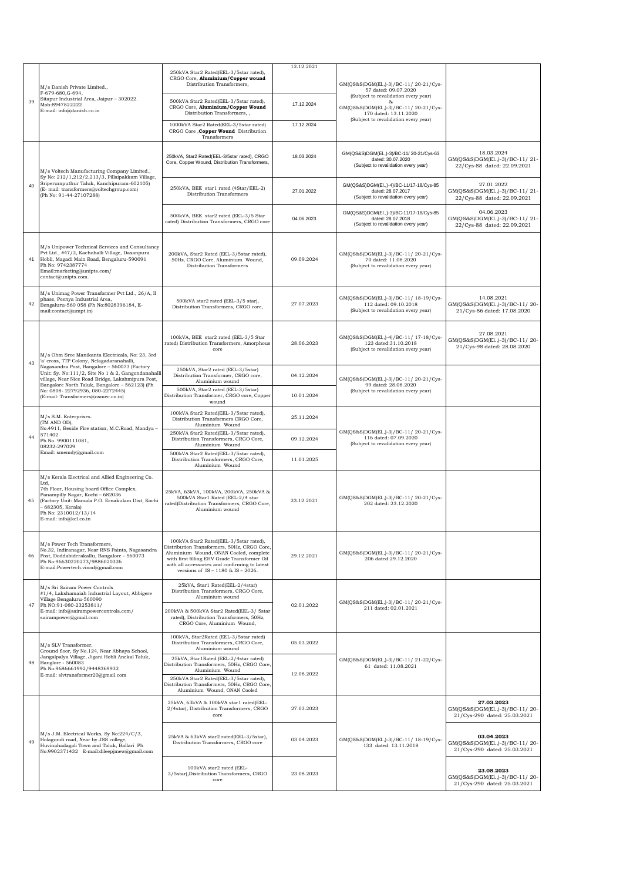| 39 | M/s Danish Private Limited., F-679-680,G-694, Sitapur Industrial Area, Jaipur – 302022. Mob:8947822222 E-mail: info@danish.co.in | 250kVA Star2 Rated(EEL-3/5star rated), CRGO Core, **Aluminium/Copper wound** Distribution Transformers, | 12.12.2021 | GM(QS&S)DGM(El.,)-3)/BC-11/ 20-21/Cys-57 dated: 09.07.2020 (Subject to revalidation every year) & GM(QS&S)DGM(El.,)-3)/BC-11/ 20-21/Cys-170 dated: 13.11.2020 (Subject to revalidation every year) | |
|---|---|---|---|---|---|
| | | 500kVA Star2 Rated(EEL-3/5star rated), CRGO Core, **Aluminium/Copper Wound** Distribution Transformers, , | 17.12.2024 | | |
| | | 1000kVA Star2 Rated(EEL-3/5star rated) CRGO Core ,**Copper Wound** Distribution Transformers | 17.12.2024 | | |
| 40 | M/s Voltech Manufacturing Company Limited., Sy No: 212/1,212/2,213/3, Pillaipakkam Village, Sriperumputhur Taluk, Kanchipuram-602105) (E- mail: transformers@voltechgroup.com) (Ph No: 91-44-27107288) | 250kVA, Star2 Rated(EEL-3/5star rated), CRGO Core, Copper Wound, Distribution Transformers, | 18.03.2024 | GM(QS&S)DGM(El.,)-3)/BC-11/ 20-21/Cys-63 dated: 30.07.2020 (Subject to revalidation every year) | 18.03.2024 GM(QS&S)DGM(El.,)-3)/BC-11/ 21-22/Cys-88 dated: 22.09.2021 |
| | | 250kVA, BEE star1 rated (4Star/EEL-2) Distribution Transformers | 27.01.2022 | GM(QS&S)DGM(El.,)-4)/BC-11/17-18/Cys-85 dated: 28.07.2017 (Subject to revalidation every year) | 27.01.2022 GM(QS&S)DGM(El.,)-3)/BC-11/ 21-22/Cys-88 dated: 22.09.2021 |
| | | 500kVA, BEE star2 rated (EEL-3/5 Star rated) Distribution Transformers, CRGO core | 04.06.2023 | GM(QS&S)DGM(El.,)-3)/BC-11/17-18/Cys-85 dated: 28.07.2018 (Subject to revalidation every year) | 04.06.2023 GM(QS&S)DGM(El.,)-3)/BC-11/ 21-22/Cys-88 dated: 22.09.2021 |
| 41 | M/s Unipower Technical Services and Consultancy Pvt Ltd., #47/2, Kachohalli Village, Dasanpura Hobli, Magadi Main Road, Bengaluru-590091 Ph No: 9742387774 Email:marketing@unipts.com/ contact@unipts.com. | 200kVA, Star2 Rated (EEL-3/5star rated), 50Hz, CRGO Core, Aluminium Wound, Distribution Transformers | 09.09.2024 | GM(QS&S)DGM(El.,)-3)/BC-11/ 20-21/Cys-70 dated: 11.08.2020 (Subject to revalidation every year) | |
| 42 | M/s Unimag Power Transformer Pvt Ltd., 26/A, II phase, Peenya Industrial Area, Bengaluru-560 058 (Ph No:8028396184, E-mail:contact@umpt.in) | 500kVA star2 rated (EEL-3/5 star), Distribution Transformers, CRGO core, | 27.07.2023 | GM(QS&S)DGM(El.,)-3)/BC-11/ 18-19/Cys-112 dated: 09.10.2018 (Subject to revalidation every year) | 14.08.2021 GM(QS&S)DGM(El.,)-3)/BC-11/ 20-21/Cys-86 dated: 17.08.2020 |
| 43 | M/s Ohm Sree Manikanta Electricals, No: 23, 3rd 'a' cross, TTP Colony, Nelagadaranahalli, Nagasandra Post, Bangalore – 560073 (Factory Unit: Sy. No:111/2, Site No 1 & 2, Gangondanahalli village, Near Nice Road Bridge, Lakshmipura Post, Bangalore North Taluk, Bangalore – 562123) (Ph No: 0808- 22792936, 080-2272445) (E-mail: Transformers@osmec.co.in) | 100kVA, BEE star2 rated (EEL-3/5 Star rated) Distribution Transformers, Amorphous core | 28.06.2023 | GM(QS&S)DGM(El.,)-4)/BC-11/ 17-18/Cys-123 dated:31.10.2018 (Subject to revalidation every year) | 27.08.2021 GM(QS&S)DGM(El.,)-3)/BC-11/ 20-21/Cys-98 dated: 28.08.2020 |
| | | 250kVA, Star2 rated (EEL-3/5star) Distribution Transformer, CRGO core, Aluminium wound | 04.12.2024 | GM(QS&S)DGM(El.,)-3)/BC-11/ 20-21/Cys-99 dated: 28.08.2020 (Subject to revalidation every year) | |
| | | 500kVA, Star2 rated (EEL-3/5star) Distribution Transformer, CRGO core, Copper wound | 10.01.2024 | | |
| 44 | M/s S.M. Enterprises. (TM AND OD), No.4911, Beside Fire station, M.C.Road, Mandya – 571402 Ph No. 9900111081, 08232-297029 Email: smemdy@gmail.com | 100kVA Star2 Rated(EEL-3/5star rated), Distribution Transformers CRGO Core, Aluminium Wound | 25.11.2024 | GM(QS&S)DGM(El.,)-3)/BC-11/ 20-21/Cys-116 dated: 07.09.2020 (Subject to revalidation every year) | |
| | | 250kVA Star2 Rated(EEL-3/5star rated), Distribution Transformers, CRGO Core, Aluminium Wound | 09.12.2024 | | |
| | | 500kVA Star2 Rated(EEL-3/5star rated), Distribution Transformers, CRGO Core, Aluminium Wound | 11.01.2025 | | |
| 45 | M/s Kerala Electrical and Allied Engineering Co. Ltd, 7th Floor, Housing board Office Complex, Panampilly Nagar, Kochi – 682036 (Factory Unit: Mamala P.O. Ernakulam Dist, Kochi – 682305, Kerala) Ph No: 2310012/13/14 E-mail: info@kel.co.in | 25kVA, 63kVA, 100kVA, 200kVA, 250kVA & 500kVA Star1 Rated (EEL-2/4 star rated)Distribution Transformers, CRGO Core, Aluminium wound | 23.12.2021 | GM(QS&S)DGM(El.,)-3)/BC-11/ 20-21/Cys-202 dated: 23.12.2020 | |
| 46 | M/s Power Tech Transformers, No.32, Indiranagar, Near RNS Paints, Nagasandra Post, Doddabiderakallu, Bangalore - 560073 Ph No:96630220273/9886020326 E-mail:Powertech.vinod@gmail.com | 100kVA Star2 Rated(EEL-3/5star rated), Distribution Transformers, 50Hz, CRGO Core, Aluminium Wound, ONAN Cooled, complete with first filling EHV Grade Transformer Oil with all accessories and confirming to latest versions of IS – 1180 & IS – 2026. | 29.12.2021 | GM(QS&S)DGM(El.,)-3)/BC-11/ 20-21/Cys-206 dated:29.12.2020 | |
| 47 | M/s Sri Sairam Power Controls #1/4, Lakshamaiah Industrial Layout, Abbigere Village Bengaluru-560090 Ph NO:91-080-23253811/ E-mail: info@sairampowercontrols.com/ sairampower@gmail.com | 25kVA, Star1 Rated(EEL-2/4star) Distribution Transformers, CRGO Core, Aluminium wound | 02.01.2022 | GM(QS&S)DGM(El.,)-3)/BC-11/ 20-21/Cys-211 dated: 02.01.2021 | |
| | | 200kVA & 500kVA Star2 Rated(EEL-3/ 5star rated), Distribution Transformers, 50Hz, CRGO Core, Aluminium Wound, | | | |
| 48 | M/s SLV Transformer, Ground floor, Sy No.124, Near Abhaya School, Jangalpalya Village, Jigani Hobli Anekal Taluk, Banglore - 560083 Ph No:9686661992/9448369932 E-mail: slvtransformer20@gmail.com | 100kVA, Star2Rated (EEL-3/5star rated) Distribution Transformers, CRGO Core, Aluminium wound | 05.03.2022 | GM(QS&S)DGM(El.,)-3)/BC-11/ 21-22/Cys-61 dated: 11.08.2021 | |
| | | 25kVA, Star1Rated (EEL-2/4star rated) Distribution Transformers, 50Hz, CRGO Core, Aluminium Wound | 12.08.2022 | | |
| | | 250kVA Star2 Rated(EEL-3/5star rated), Distribution Transformers, 50Hz, CRGO Core, Aluminium Wound, ONAN Cooled | | | |
| 49 | M/s J.M. Electrical Works, Sy No:224/C/3, Holagundi road, Near by JSS college, Huvinahadagali Town and Taluk, Ballari Ph No:9902371432 E-mail:dileepjmew@gmail.com | 25kVA, 63kVA & 100kVA star1 rated(EEL-2/4star), Distribution Transformers, CRGO core | 27.03.2023 | GM(QS&S)DGM(El.,)-3)/BC-11/ 18-19/Cys-133 dated: 13.11.2018 | **27.03.2023** GM(QS&S)DGM(El.,)-3)/BC-11/ 20-21/Cys-290 dated: 25.03.2021 |
| | | 25kVA & 63kVA star2 rated(EEL-3/5star), Distribution Transformers, CRGO core | 03.04.2023 | | **03.04.2023** GM(QS&S)DGM(El.,)-3)/BC-11/ 20-21/Cys-290 dated: 25.03.2021 |
| | | 100kVA star2 rated (EEL-3/5star),Distribution Transformers, CRGO core | 23.08.2023 | | **23.08.2023** GM(QS&S)DGM(El.,)-3)/BC-11/ 20-21/Cys-290 dated: 25.03.2021 |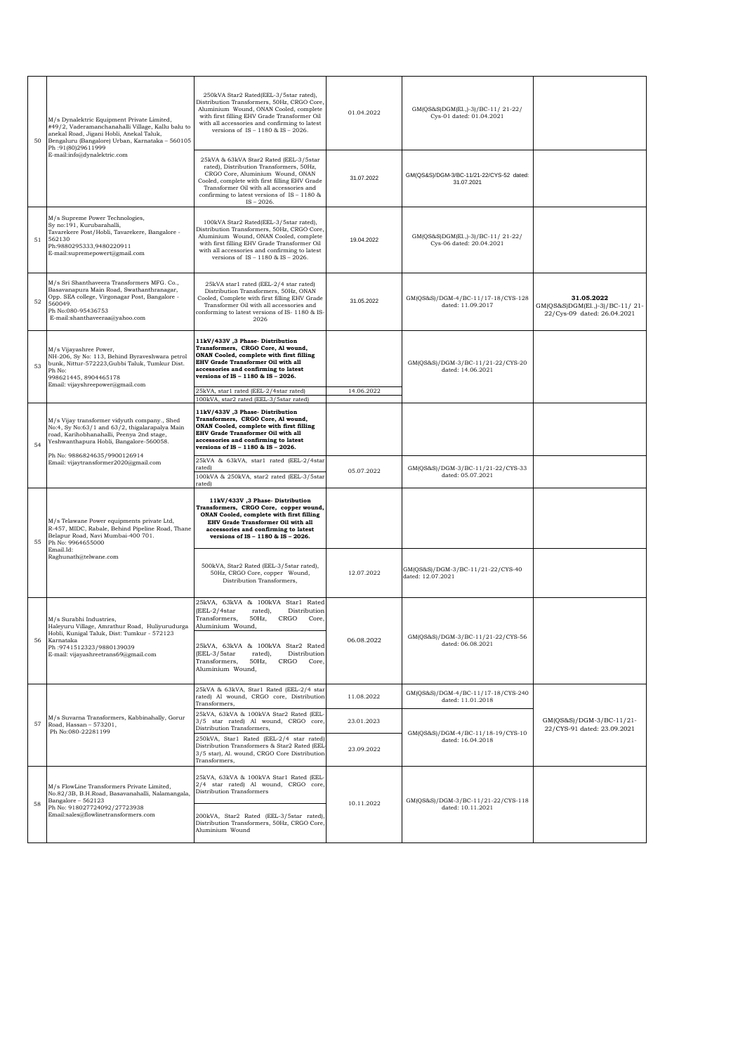| | | | | | |
|---|---|---|---|---|---|
| 50 | M/s Dynalektric Equipment Private Limited, #49/2, Vaderamanchanahalli Village, Kallu balu to anekal Road, Jigani Hobli, Anekal Taluk, Bengaluru (Bangalore) Urban, Karnataka – 560105 Ph :91(80)29611999 E-mail:info@dynalektric.com | 250kVA Star2 Rated(EEL-3/5star rated), Distribution Transformers, 50Hz, CRGO Core, Aluminium Wound, ONAN Cooled, complete with first filling EHV Grade Transformer Oil with all accessories and confirming to latest versions of IS – 1180 & IS – 2026. | 01.04.2022 | GM(QS&S)DGM(El.,)-3)/BC-11/ 21-22/ Cys-01 dated: 01.04.2021 | |
| | | 25kVA & 63kVA Star2 Rated (EEL-3/5star rated), Distribution Transformers, 50Hz, CRGO Core, Aluminium Wound, ONAN Cooled, complete with first filling EHV Grade Transformer Oil with all accessories and confirming to latest versions of IS – 1180 & IS – 2026. | 31.07.2022 | GM(QS&S)/DGM-3/BC-11/21-22/CYS-52 dated: 31.07.2021 | |
| 51 | M/s Supreme Power Technologies, Sy no:191, Kurubarahalli, Tavarekere Post/Hobli, Tavarekere, Bangalore - 562130 Ph:9880295333,9480220911 E-mail:supremepowert@gmail.com | 100kVA Star2 Rated(EEL-3/5star rated), Distribution Transformers, 50Hz, CRGO Core, Aluminium Wound, ONAN Cooled, complete with first filling EHV Grade Transformer Oil with all accessories and confirming to latest versions of IS – 1180 & IS – 2026. | 19.04.2022 | GM(QS&S)DGM(El.,)-3)/BC-11/ 21-22/ Cys-06 dated: 20.04.2021 | |
| 52 | M/s Sri Shanthaveera Transformers MFG. Co., Basavanapura Main Road, Swathanthranagar, Opp. SEA college, Virgonagar Post, Bangalore - 560049. Ph No:080-95436753 E-mail:shanthaveeraa@yahoo.com | 25kVA star1 rated (EEL-2/4 star rated) Distribution Transformers, 50Hz, ONAN Cooled, Complete with first filling EHV Grade Transformer Oil with all accessories and conforming to latest versions of IS- 1180 & IS-2026 | 31.05.2022 | GM(QS&S)/DGM-4/BC-11/17-18/CYS-128 dated: 11.09.2017 | **31.05.2022** GM(QS&S)DGM(El.,)-3)/BC-11/ 21-22/Cys-09 dated: 26.04.2021 |
| 53 | M/s Vijayashree Power, NH-206, Sy No: 113, Behind Byraveshwara petrol bunk, Nittur-572223,Gubbi Taluk, Tumkur Dist. Ph No: 998621445, 8904465178 Email: vijayshreepower@gmail.com | **11kV/433V ,3 Phase- Distribution Transformers, CRGO Core, Al wound, ONAN Cooled, complete with first filling EHV Grade Transformer Oil with all accessories and confirming to latest versions of IS – 1180 & IS – 2026.** 25kVA, star1 rated (EEL-2/4star rated) 100kVA, star2 rated (EEL-3/5star rated) | 14.06.2022 | GM(QS&S)/DGM-3/BC-11/21-22/CYS-20 dated: 14.06.2021 | |
| 54 | M/s Vijay transformer vidyuth company., Shed No:4, Sy No:63/1 and 63/2, thigalarapalya Main road, Karihobhanahalli, Peenya 2nd stage, Yeshwanthapura Hobli, Bangalore-560058. Ph No: 9886824635/9900126914 Email: vijaytransformer2020@gmail.com | **11kV/433V ,3 Phase- Distribution Transformers, CRGO Core, Al wound, ONAN Cooled, complete with first filling EHV Grade Transformer Oil with all accessories and confirming to latest versions of IS – 1180 & IS – 2026.** 25kVA & 63kVA, star1 rated (EEL-2/4star rated) 100kVA & 250kVA, star2 rated (EEL-3/5star rated) | 05.07.2022 | GM(QS&S)/DGM-3/BC-11/21-22/CYS-33 dated: 05.07.2021 | |
| 55 | M/s Telawane Power equipments private Ltd, R-457, MIDC, Rabale, Behind Pipeline Road, Thane Belapur Road, Navi Mumbai-400 701. Ph No: 9964655000 Email.Id: Raghunath@telwane.com | **11kV/433V ,3 Phase- Distribution Transformers, CRGO Core, copper wound, ONAN Cooled, complete with first filling EHV Grade Transformer Oil with all accessories and confirming to latest versions of IS – 1180 & IS – 2026.** 500kVA, Star2 Rated (EEL-3/5star rated), 50Hz, CRGO Core, copper Wound, Distribution Transformers, | 12.07.2022 | GM(QS&S)/DGM-3/BC-11/21-22/CYS-40 dated: 12.07.2021 | |
| 56 | M/s Surabhi Industries, Haleyuru Village, Amrathur Road, Huliyurudurga Hobli, Kunigal Taluk, Dist: Tumkur - 572123 Karnataka Ph :9741512323/9880139039 E-mail: vijayashreetrans69@gmail.com | 25kVA, 63kVA & 100kVA Star1 Rated (EEL-2/4star rated), Distribution Transformers, 50Hz, CRGO Core, Aluminium Wound, 25kVA, 63kVA & 100kVA Star2 Rated (EEL-3/5star rated), Distribution Transformers, 50Hz, CRGO Core, Aluminium Wound, | 06.08.2022 | GM(QS&S)/DGM-3/BC-11/21-22/CYS-56 dated: 06.08.2021 | |
| 57 | M/s Suvarna Transformers, Kabbinahally, Gorur Road, Hassan – 573201, Ph No:080-22281199 | 25kVA & 63kVA, Star1 Rated (EEL-2/4 star rated) Al wound, CRGO core, Distribution Transformers, | 11.08.2022 | GM(QS&S)/DGM-4/BC-11/17-18/CYS-240 dated: 11.01.2018 | GM(QS&S)/DGM-3/BC-11/21-22/CYS-91 dated: 23.09.2021 |
| | | 25kVA, 63kVA & 100kVA Star2 Rated (EEL-3/5 star rated) Al wound, CRGO core, Distribution Transformers, | 23.01.2023 | GM(QS&S)/DGM-4/BC-11/18-19/CYS-10 dated: 16.04.2018 | |
| | | 250kVA, Star1 Rated (EEL-2/4 star rated) Distribution Transformers & Star2 Rated (EEL 3/5 star), Al. wound, CRGO Core Distribution Transformers, | 23.09.2022 | | |
| 58 | M/s FlowLine Transformers Private Limited, No.82/3B, B.H.Road, Basavanahalli, Nalamangala, Bangalore – 562123 Ph No: 918027724092/27723938 Email:sales@flowlinetransformers.com | 25kVA, 63kVA & 100kVA Star1 Rated (EEL-2/4 star rated) Al wound, CRGO core, Distribution Transformers 200kVA, Star2 Rated (EEL-3/5star rated), Distribution Transformers, 50Hz, CRGO Core, Aluminium Wound | 10.11.2022 | GM(QS&S)/DGM-3/BC-11/21-22/CYS-118 dated: 10.11.2021 | |